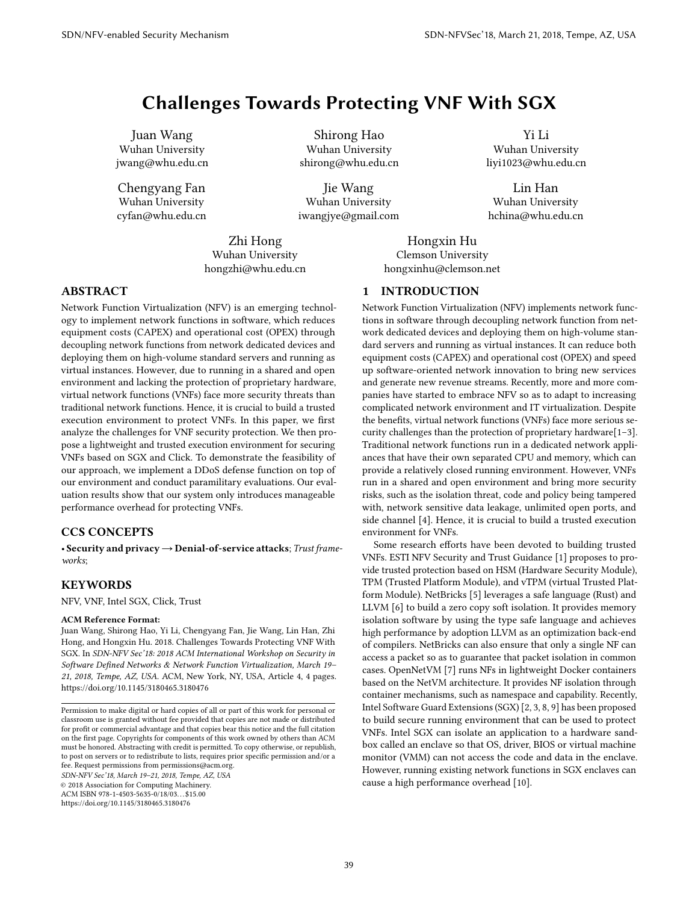# Challenges Towards Protecting VNF With SGX

Juan Wang
Wuhan University
jwang@whu.edu.cn

Shirong Hao
Wuhan University
shirong@whu.edu.cn

Yi Li
Wuhan University
liyi1023@whu.edu.cn

Chengyang Fan
Wuhan University
cyfan@whu.edu.cn

Jie Wang
Wuhan University
iwangjye@gmail.com

Lin Han
Wuhan University
hchina@whu.edu.cn

Zhi Hong
Wuhan University
hongzhi@whu.edu.cn

Hongxin Hu
Clemson University
hongxinhu@clemson.net

## ABSTRACT

Network Function Virtualization (NFV) is an emerging technology to implement network functions in software, which reduces equipment costs (CAPEX) and operational cost (OPEX) through decoupling network functions from network dedicated devices and deploying them on high-volume standard servers and running as virtual instances. However, due to running in a shared and open environment and lacking the protection of proprietary hardware, virtual network functions (VNFs) face more security threats than traditional network functions. Hence, it is crucial to build a trusted execution environment to protect VNFs. In this paper, we first analyze the challenges for VNF security protection. We then propose a lightweight and trusted execution environment for securing VNFs based on SGX and Click. To demonstrate the feasibility of our approach, we implement a DDoS defense function on top of our environment and conduct paramilitary evaluations. Our evaluation results show that our system only introduces manageable performance overhead for protecting VNFs.

## CCS CONCEPTS

• **Security and privacy → Denial-of-service attacks**; *Trust frameworks*;

## KEYWORDS

NFV, VNF, Intel SGX, Click, Trust

**ACM Reference Format:**
Juan Wang, Shirong Hao, Yi Li, Chengyang Fan, Jie Wang, Lin Han, Zhi Hong, and Hongxin Hu. 2018. Challenges Towards Protecting VNF With SGX. In *SDN-NFV Sec'18: 2018 ACM International Workshop on Security in Software Defined Networks & Network Function Virtualization, March 19–21, 2018, Tempe, AZ, USA.* ACM, New York, NY, USA, Article 4, 4 pages. https://doi.org/10.1145/3180465.3180476

Permission to make digital or hard copies of all or part of this work for personal or classroom use is granted without fee provided that copies are not made or distributed for profit or commercial advantage and that copies bear this notice and the full citation on the first page. Copyrights for components of this work owned by others than ACM must be honored. Abstracting with credit is permitted. To copy otherwise, or republish, to post on servers or to redistribute to lists, requires prior specific permission and/or a fee. Request permissions from permissions@acm.org.
*SDN-NFV Sec'18, March 19–21, 2018, Tempe, AZ, USA*
© 2018 Association for Computing Machinery.
ACM ISBN 978-1-4503-5635-0/18/03…$15.00
https://doi.org/10.1145/3180465.3180476

## 1 INTRODUCTION

Network Function Virtualization (NFV) implements network functions in software through decoupling network function from network dedicated devices and deploying them on high-volume standard servers and running as virtual instances. It can reduce both equipment costs (CAPEX) and operational cost (OPEX) and speed up software-oriented network innovation to bring new services and generate new revenue streams. Recently, more and more companies have started to embrace NFV so as to adapt to increasing complicated network environment and IT virtualization. Despite the benefits, virtual network functions (VNFs) face more serious security challenges than the protection of proprietary hardware[1–3]. Traditional network functions run in a dedicated network appliances that have their own separated CPU and memory, which can provide a relatively closed running environment. However, VNFs run in a shared and open environment and bring more security risks, such as the isolation threat, code and policy being tampered with, network sensitive data leakage, unlimited open ports, and side channel [4]. Hence, it is crucial to build a trusted execution environment for VNFs.

Some research efforts have been devoted to building trusted VNFs. ESTI NFV Security and Trust Guidance [1] proposes to provide trusted protection based on HSM (Hardware Security Module), TPM (Trusted Platform Module), and vTPM (virtual Trusted Platform Module). NetBricks [5] leverages a safe language (Rust) and LLVM [6] to build a zero copy soft isolation. It provides memory isolation software by using the type safe language and achieves high performance by adoption LLVM as an optimization back-end of compilers. NetBricks can also ensure that only a single NF can access a packet so as to guarantee that packet isolation in common cases. OpenNetVM [7] runs NFs in lightweight Docker containers based on the NetVM architecture. It provides NF isolation through container mechanisms, such as namespace and capability. Recently, Intel Software Guard Extensions (SGX) [2, 3, 8, 9] has been proposed to build secure running environment that can be used to protect VNFs. Intel SGX can isolate an application to a hardware sandbox called an enclave so that OS, driver, BIOS or virtual machine monitor (VMM) can not access the code and data in the enclave. However, running existing network functions in SGX enclaves can cause a high performance overhead [10].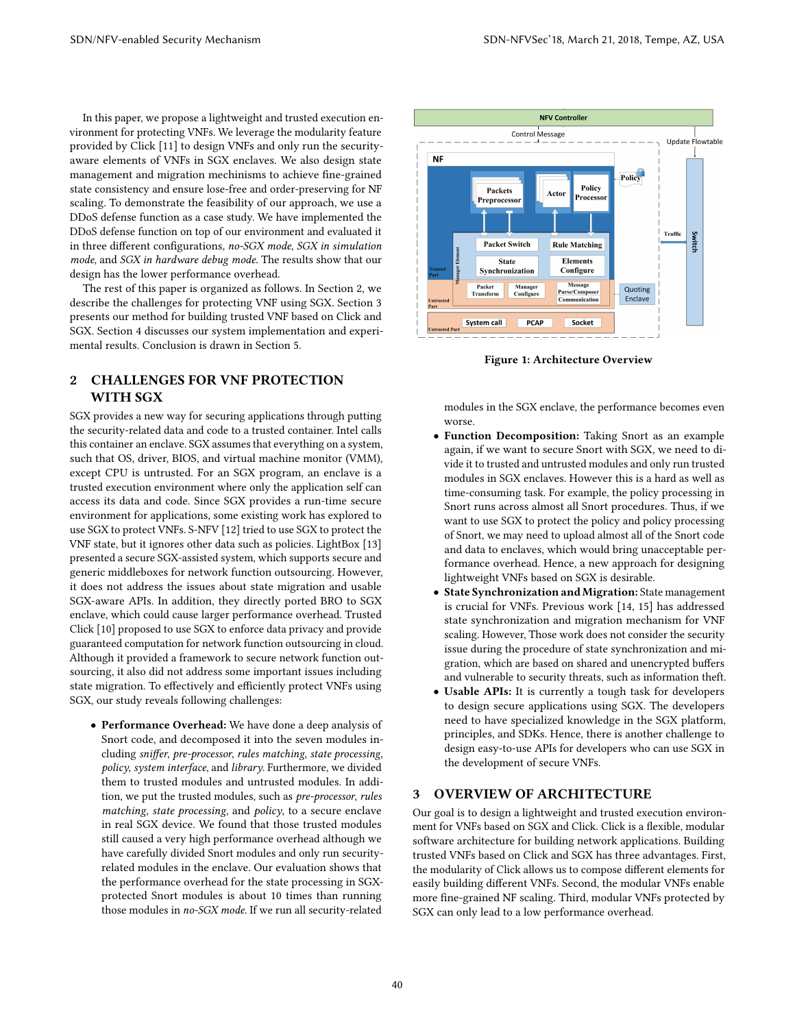In this paper, we propose a lightweight and trusted execution environment for protecting VNFs. We leverage the modularity feature provided by Click [11] to design VNFs and only run the security-aware elements of VNFs in SGX enclaves. We also design state management and migration mechinisms to achieve fine-grained state consistency and ensure lose-free and order-preserving for NF scaling. To demonstrate the feasibility of our approach, we use a DDoS defense function as a case study. We have implemented the DDoS defense function on top of our environment and evaluated it in three different configurations, *no-SGX mode*, *SGX in simulation mode*, and *SGX in hardware debug mode*. The results show that our design has the lower performance overhead.

The rest of this paper is organized as follows. In Section 2, we describe the challenges for protecting VNF using SGX. Section 3 presents our method for building trusted VNF based on Click and SGX. Section 4 discusses our system implementation and experimental results. Conclusion is drawn in Section 5.

## 2 CHALLENGES FOR VNF PROTECTION WITH SGX

SGX provides a new way for securing applications through putting the security-related data and code to a trusted container. Intel calls this container an enclave. SGX assumes that everything on a system, such that OS, driver, BIOS, and virtual machine monitor (VMM), except CPU is untrusted. For an SGX program, an enclave is a trusted execution environment where only the application self can access its data and code. Since SGX provides a run-time secure environment for applications, some existing work has explored to use SGX to protect VNFs. S-NFV [12] tried to use SGX to protect the VNF state, but it ignores other data such as policies. LightBox [13] presented a secure SGX-assisted system, which supports secure and generic middleboxes for network function outsourcing. However, it does not address the issues about state migration and usable SGX-aware APIs. In addition, they directly ported BRO to SGX enclave, which could cause larger performance overhead. Trusted Click [10] proposed to use SGX to enforce data privacy and provide guaranteed computation for network function outsourcing in cloud. Although it provided a framework to secure network function outsourcing, it also did not address some important issues including state migration. To effectively and efficiently protect VNFs using SGX, our study reveals following challenges:

- **Performance Overhead:** We have done a deep analysis of Snort code, and decomposed it into the seven modules including *sniffer*, *pre-processor*, *rules matching*, *state processing*, *policy*, *system interface*, and *library*. Furthermore, we divided them to trusted modules and untrusted modules. In addition, we put the trusted modules, such as *pre-processor*, *rules matching*, *state processing*, and *policy*, to a secure enclave in real SGX device. We found that those trusted modules still caused a very high performance overhead although we have carefully divided Snort modules and only run security-related modules in the enclave. Our evaluation shows that the performance overhead for the state processing in SGX-protected Snort modules is about 10 times than running those modules in *no-SGX mode*. If we run all security-related modules in the SGX enclave, the performance becomes even worse.
- **Function Decomposition:** Taking Snort as an example again, if we want to secure Snort with SGX, we need to divide it to trusted and untrusted modules and only run trusted modules in SGX enclaves. However this is a hard as well as time-consuming task. For example, the policy processing in Snort runs across almost all Snort procedures. Thus, if we want to use SGX to protect the policy and policy processing of Snort, we may need to upload almost all of the Snort code and data to enclaves, which would bring unacceptable performance overhead. Hence, a new approach for designing lightweight VNFs based on SGX is desirable.
- **State Synchronization and Migration:** State management is crucial for VNFs. Previous work [14, 15] has addressed state synchronization and migration mechanism for VNF scaling. However, Those work does not consider the security issue during the procedure of state synchronization and migration, which are based on shared and unencrypted buffers and vulnerable to security threats, such as information theft.
- **Usable APIs:** It is currently a tough task for developers to design secure applications using SGX. The developers need to have specialized knowledge in the SGX platform, principles, and SDKs. Hence, there is another challenge to design easy-to-use APIs for developers who can use SGX in the development of secure VNFs.

NFV Controller

Control Message

Update Flowtable

NF

Policy

Packets Preprocessor

Actor

Policy Processor

Traffic

Switch

Packet Switch

Rule Matching

State Synchronization

Elements Configure

Manager Element

Trusted Part

Packet Transform

Manager Configure

Message Parse/Composer Communication

Quoting Enclave

Untrusted Part

System call

PCAP

Socket

Untrusted Part

**Figure 1: Architecture Overview**

## 3 OVERVIEW OF ARCHITECTURE

Our goal is to design a lightweight and trusted execution environment for VNFs based on SGX and Click. Click is a flexible, modular software architecture for building network applications. Building trusted VNFs based on Click and SGX has three advantages. First, the modularity of Click allows us to compose different elements for easily building different VNFs. Second, the modular VNFs enable more fine-grained NF scaling. Third, modular VNFs protected by SGX can only lead to a low performance overhead.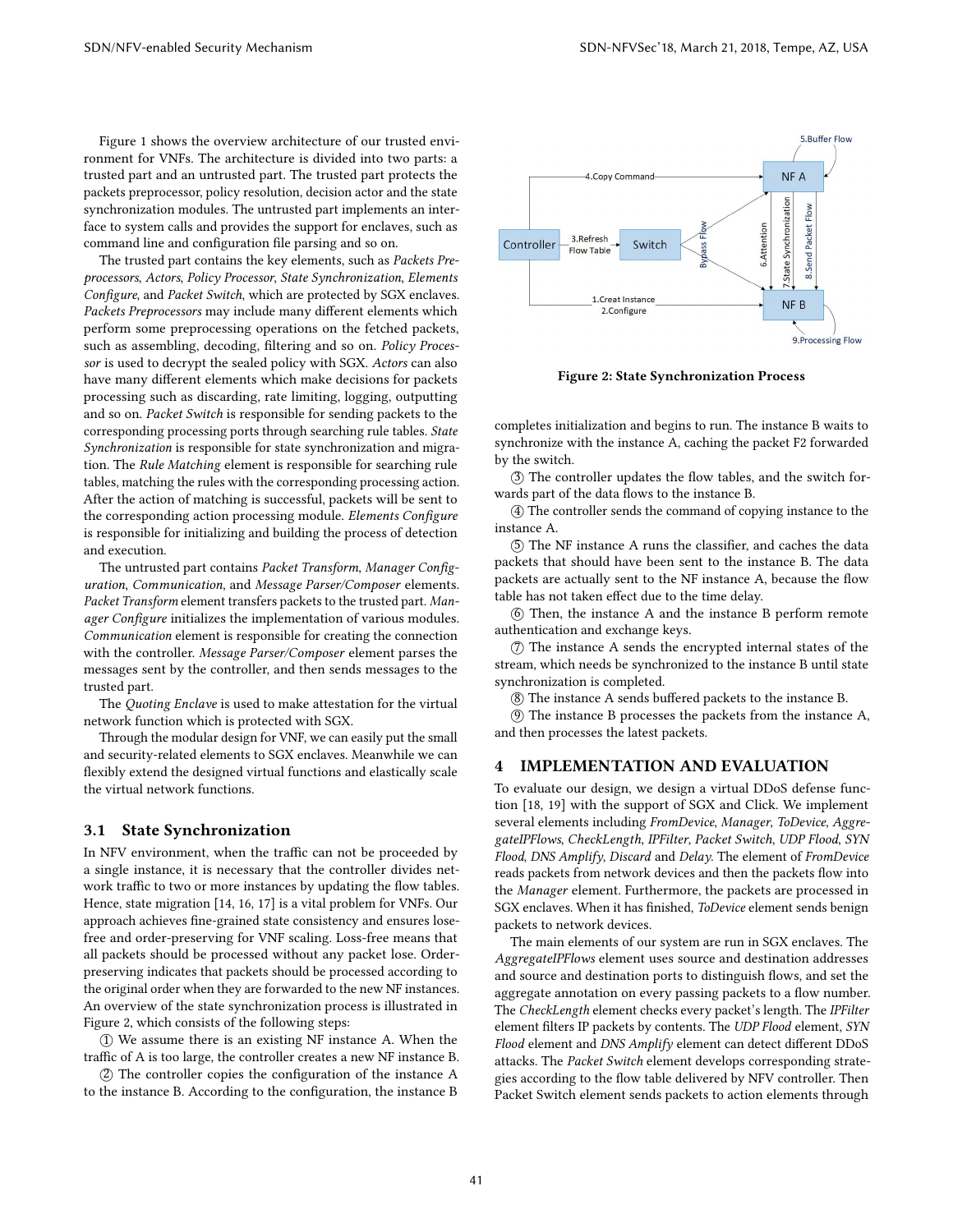Figure 1 shows the overview architecture of our trusted environment for VNFs. The architecture is divided into two parts: a trusted part and an untrusted part. The trusted part protects the packets preprocessor, policy resolution, decision actor and the state synchronization modules. The untrusted part implements an interface to system calls and provides the support for enclaves, such as command line and configuration file parsing and so on.

The trusted part contains the key elements, such as *Packets Preprocessors*, *Actors*, *Policy Processor*, *State Synchronization*, *Elements Configure*, and *Packet Switch*, which are protected by SGX enclaves. *Packets Preprocessors* may include many different elements which perform some preprocessing operations on the fetched packets, such as assembling, decoding, filtering and so on. *Policy Processor* is used to decrypt the sealed policy with SGX. *Actors* can also have many different elements which make decisions for packets processing such as discarding, rate limiting, logging, outputting and so on. *Packet Switch* is responsible for sending packets to the corresponding processing ports through searching rule tables. *State Synchronization* is responsible for state synchronization and migration. The *Rule Matching* element is responsible for searching rule tables, matching the rules with the corresponding processing action. After the action of matching is successful, packets will be sent to the corresponding action processing module. *Elements Configure* is responsible for initializing and building the process of detection and execution.

The untrusted part contains *Packet Transform*, *Manager Configuration*, *Communication*, and *Message Parser/Composer* elements. *Packet Transform* element transfers packets to the trusted part. *Manager Configure* initializes the implementation of various modules. *Communication* element is responsible for creating the connection with the controller. *Message Parser/Composer* element parses the messages sent by the controller, and then sends messages to the trusted part.

The *Quoting Enclave* is used to make attestation for the virtual network function which is protected with SGX.

Through the modular design for VNF, we can easily put the small and security-related elements to SGX enclaves. Meanwhile we can flexibly extend the designed virtual functions and elastically scale the virtual network functions.

## 3.1 State Synchronization

In NFV environment, when the traffic can not be proceeded by a single instance, it is necessary that the controller divides network traffic to two or more instances by updating the flow tables. Hence, state migration [14, 16, 17] is a vital problem for VNFs. Our approach achieves fine-grained state consistency and ensures lose-free and order-preserving for VNF scaling. Loss-free means that all packets should be processed without any packet lose. Order-preserving indicates that packets should be processed according to the original order when they are forwarded to the new NF instances. An overview of the state synchronization process is illustrated in Figure 2, which consists of the following steps:

① We assume there is an existing NF instance A. When the traffic of A is too large, the controller creates a new NF instance B.

② The controller copies the configuration of the instance A to the instance B. According to the configuration, the instance B completes initialization and begins to run. The instance B waits to synchronize with the instance A, caching the packet F2 forwarded by the switch.

4.Copy Command
5.Buffer Flow
NF A
Controller
3.Refresh Flow Table
Switch
Bypass Flow
6.Attention
7.State Synchronization
8.Send Packet Flow
1.Creat Instance
2.Configure
NF B
9.Processing Flow

**Figure 2: State Synchronization Process**

③ The controller updates the flow tables, and the switch forwards part of the data flows to the instance B.

④ The controller sends the command of copying instance to the instance A.

⑤ The NF instance A runs the classifier, and caches the data packets that should have been sent to the instance B. The data packets are actually sent to the NF instance A, because the flow table has not taken effect due to the time delay.

⑥ Then, the instance A and the instance B perform remote authentication and exchange keys.

⑦ The instance A sends the encrypted internal states of the stream, which needs be synchronized to the instance B until state synchronization is completed.

⑧ The instance A sends buffered packets to the instance B.

⑨ The instance B processes the packets from the instance A, and then processes the latest packets.

# 4 IMPLEMENTATION AND EVALUATION

To evaluate our design, we design a virtual DDoS defense function [18, 19] with the support of SGX and Click. We implement several elements including *FromDevice*, *Manager*, *ToDevice*, *AggregateIPFlows*, *CheckLength*, *IPFilter*, *Packet Switch*, *UDP Flood*, *SYN Flood*, *DNS Amplify*, *Discard* and *Delay*. The element of *FromDevice* reads packets from network devices and then the packets flow into the *Manager* element. Furthermore, the packets are processed in SGX enclaves. When it has finished, *ToDevice* element sends benign packets to network devices.

The main elements of our system are run in SGX enclaves. The *AggregateIPFlows* element uses source and destination addresses and source and destination ports to distinguish flows, and set the aggregate annotation on every passing packets to a flow number. The *CheckLength* element checks every packet's length. The *IPFilter* element filters IP packets by contents. The *UDP Flood* element, *SYN Flood* element and *DNS Amplify* element can detect different DDoS attacks. The *Packet Switch* element develops corresponding strategies according to the flow table delivered by NFV controller. Then Packet Switch element sends packets to action elements through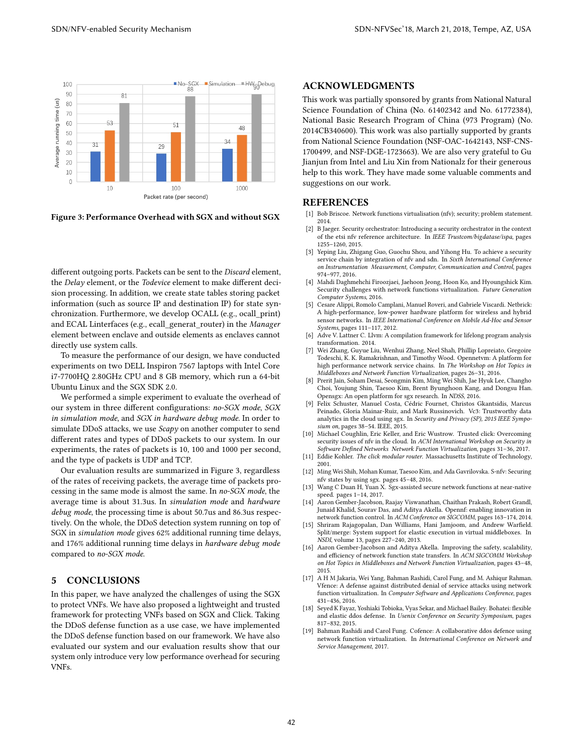100
90
80
70
60
50
40
30
20
10
0

Average running time (us)

No-SGX Simulation HW-Debug

31 53 81

29 51 88

34 48 90

10 100 1000

Packet rate (per second)

**Figure 3: Performance Overhead with SGX and without SGX**

different outgoing ports. Packets can be sent to the *Discard* element, the *Delay* element, or the *Todevice* element to make different decision processing. In addition, we create state tables storing packet information (such as source IP and destination IP) for state synchronization. Furthermore, we develop OCALL (e.g., ocall_print) and ECAL Linterfaces (e.g., ecall_generat_router) in the *Manager* element between enclave and outside elements as enclaves cannot directly use system calls.

To measure the performance of our design, we have conducted experiments on two DELL Inspiron 7567 laptops with Intel Core i7-7700HQ 2.80GHz CPU and 8 GB memory, which run a 64-bit Ubuntu Linux and the SGX SDK 2.0.

We performed a simple experiment to evaluate the overhead of our system in three different configurations: *no-SGX mode*, *SGX in simulation mode*, and *SGX in hardware debug mode*. In order to simulate DDoS attacks, we use *Scapy* on another computer to send different rates and types of DDoS packets to our system. In our experiments, the rates of packets is 10, 100 and 1000 per second, and the type of packets is UDP and TCP.

Our evaluation results are summarized in Figure 3, regardless of the rates of receiving packets, the average time of packet processing in the same mode is almost the same. In *no-SGX mode*, the average time is about 31.3us. In *simulation mode* and *hardware debug mode*, the processing time is about 50.7us and 86.3us respectively. On the whole, the DDoS detection system running on top of SGX in *simulation mode* gives 62% additional running time delays, and 176% additional running time delays in *hardware debug mode* compared to *no-SGX mode*.

## 5 CONCLUSIONS

In this paper, we have analyzed the challenges of using the SGX to protect VNFs. We have also proposed a lightweight and trusted framework for protecting VNFs based on SGX and Click. Taking the DDoS defense function as a use case, we have implemented the DDoS defense function based on our framework. We have also evaluated our system and our evaluation results show that our system only introduce very low performance overhead for securing VNFs.

## ACKNOWLEDGMENTS

This work was partially sponsored by grants from National Natural Science Foundation of China (No. 61402342 and No. 61772384), National Basic Research Program of China (973 Program) (No. 2014CB340600). This work was also partially supported by grants from National Science Foundation (NSF-OAC-1642143, NSF-CNS-1700499, and NSF-DGE-1723663). We are also very grateful to Gu Jianjun from Intel and Liu Xin from Nationalz for their generous help to this work. They have made some valuable comments and suggestions on our work.

## REFERENCES

[1] Bob Briscoe. Network functions virtualisation (nfv); security; problem statement. 2014.

[2] B Jaeger. Security orchestrator: Introducing a security orchestrator in the context of the etsi nfv reference architecture. In *IEEE Trustcom/bigdatase/ispa*, pages 1255–1260, 2015.

[3] Yeping Liu, Zhigang Guo, Guochu Shou, and Yihong Hu. To achieve a security service chain by integration of nfv and sdn. In *Sixth International Conference on Instrumentation Measurement, Computer, Communication and Control*, pages 974–977, 2016.

[4] Mahdi Daghmehchi Firoozjaei, Jaehoon Jeong, Hoon Ko, and Hyoungshick Kim. Security challenges with network functions virtualization. *Future Generation Computer Systems*, 2016.

[5] Cesare Alippi, Romolo Camplani, Manuel Roveri, and Gabriele Viscardi. Netbrick: A high-performance, low-power hardware platform for wireless and hybrid sensor networks. In *IEEE International Conference on Mobile Ad-Hoc and Sensor Systems*, pages 111–117, 2012.

[6] Adve V. Lattner C. Llvm: A compilation framework for lifelong program analysis transformation. 2014.

[7] Wei Zhang, Guyue Liu, Wenhui Zhang, Neel Shah, Phillip Lopreiato, Gregoire Todeschi, K. K. Ramakrishnan, and Timothy Wood. Opennetvm: A platform for high performance network service chains. In *The Workshop on Hot Topics in Middleboxes and Network Function Virtualization*, pages 26–31, 2016.

[8] Prerit Jain, Soham Desai, Seongmin Kim, Ming Wei Shih, Jae Hyuk Lee, Changho Choi, Youjung Shin, Taesoo Kim, Brent Byunghoon Kang, and Dongsu Han. Opensgx: An open platform for sgx research. In *NDSS*, 2016.

[9] Felix Schuster, Manuel Costa, Cédric Fournet, Christos Gkantsidis, Marcus Peinado, Gloria Mainar-Ruiz, and Mark Russinovich. Vc3: Trustworthy data analytics in the cloud using sgx. In *Security and Privacy (SP), 2015 IEEE Symposium on*, pages 38–54. IEEE, 2015.

[10] Michael Coughlin, Eric Keller, and Eric Wustrow. Trusted click: Overcoming security issues of nfv in the cloud. In *ACM International Workshop on Security in Software Defined Networks Network Function Virtualization*, pages 31–36, 2017.

[11] Eddie Kohler. *The click modular router.* Massachusetts Institute of Technology, 2001.

[12] Ming Wei Shih, Mohan Kumar, Taesoo Kim, and Ada Gavrilovska. S-nfv: Securing nfv states by using sgx. pages 45–48, 2016.

[13] Wang C Duan H, Yuan X. Sgx-assisted secure network functions at near-native speed. pages 1–14, 2017.

[14] Aaron Gember-Jacobson, Raajay Viswanathan, Chaithan Prakash, Robert Grandl, Junaid Khalid, Sourav Das, and Aditya Akella. Opennf: enabling innovation in network function control. In *ACM Conference on SIGCOMM*, pages 163–174, 2014.

[15] Shriram Rajagopalan, Dan Williams, Hani Jamjoom, and Andrew Warfield. Split/merge: System support for elastic execution in virtual middleboxes. In *NSDI*, volume 13, pages 227–240, 2013.

[16] Aaron Gember-Jacobson and Aditya Akella. Improving the safety, scalability, and efficiency of network function state transfers. In *ACM SIGCOMM Workshop on Hot Topics in Middleboxes and Network Function Virtualization*, pages 43–48, 2015.

[17] A H M Jakaria, Wei Yang, Bahman Rashidi, Carol Fung, and M. Ashiqur Rahman. Vfence: A defense against distributed denial of service attacks using network function virtualization. In *Computer Software and Applications Conference*, pages 431–436, 2016.

[18] Seyed K Fayaz, Yoshiaki Tobioka, Vyas Sekar, and Michael Bailey. Bohatei: flexible and elastic ddos defense. In *Usenix Conference on Security Symposium*, pages 817–832, 2015.

[19] Bahman Rashidi and Carol Fung. Cofence: A collaborative ddos defence using network function virtualization. In *International Conference on Network and Service Management*, 2017.